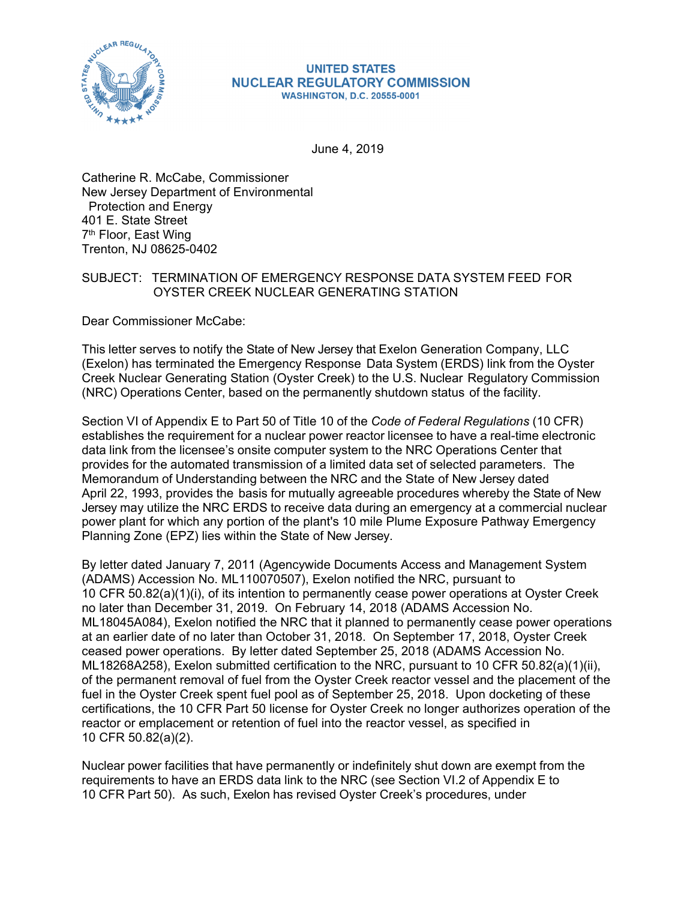**UNITED STATES**
**NUCLEAR REGULATORY COMMISSION**
**WASHINGTON, D.C. 20555-0001**

June 4, 2019

Catherine R. McCabe, Commissioner
New Jersey Department of Environmental
Protection and Energy
401 E. State Street
7th Floor, East Wing
Trenton, NJ 08625-0402

SUBJECT: TERMINATION OF EMERGENCY RESPONSE DATA SYSTEM FEED FOR OYSTER CREEK NUCLEAR GENERATING STATION

Dear Commissioner McCabe:

This letter serves to notify the State of New Jersey that Exelon Generation Company, LLC (Exelon) has terminated the Emergency Response Data System (ERDS) link from the Oyster Creek Nuclear Generating Station (Oyster Creek) to the U.S. Nuclear Regulatory Commission (NRC) Operations Center, based on the permanently shutdown status of the facility.

Section VI of Appendix E to Part 50 of Title 10 of the *Code of Federal Regulations* (10 CFR) establishes the requirement for a nuclear power reactor licensee to have a real-time electronic data link from the licensee's onsite computer system to the NRC Operations Center that provides for the automated transmission of a limited data set of selected parameters. The Memorandum of Understanding between the NRC and the State of New Jersey dated April 22, 1993, provides the basis for mutually agreeable procedures whereby the State of New Jersey may utilize the NRC ERDS to receive data during an emergency at a commercial nuclear power plant for which any portion of the plant's 10 mile Plume Exposure Pathway Emergency Planning Zone (EPZ) lies within the State of New Jersey.

By letter dated January 7, 2011 (Agencywide Documents Access and Management System (ADAMS) Accession No. ML110070507), Exelon notified the NRC, pursuant to 10 CFR 50.82(a)(1)(i), of its intention to permanently cease power operations at Oyster Creek no later than December 31, 2019. On February 14, 2018 (ADAMS Accession No. ML18045A084), Exelon notified the NRC that it planned to permanently cease power operations at an earlier date of no later than October 31, 2018. On September 17, 2018, Oyster Creek ceased power operations. By letter dated September 25, 2018 (ADAMS Accession No. ML18268A258), Exelon submitted certification to the NRC, pursuant to 10 CFR 50.82(a)(1)(ii), of the permanent removal of fuel from the Oyster Creek reactor vessel and the placement of the fuel in the Oyster Creek spent fuel pool as of September 25, 2018. Upon docketing of these certifications, the 10 CFR Part 50 license for Oyster Creek no longer authorizes operation of the reactor or emplacement or retention of fuel into the reactor vessel, as specified in 10 CFR 50.82(a)(2).

Nuclear power facilities that have permanently or indefinitely shut down are exempt from the requirements to have an ERDS data link to the NRC (see Section VI.2 of Appendix E to 10 CFR Part 50). As such, Exelon has revised Oyster Creek's procedures, under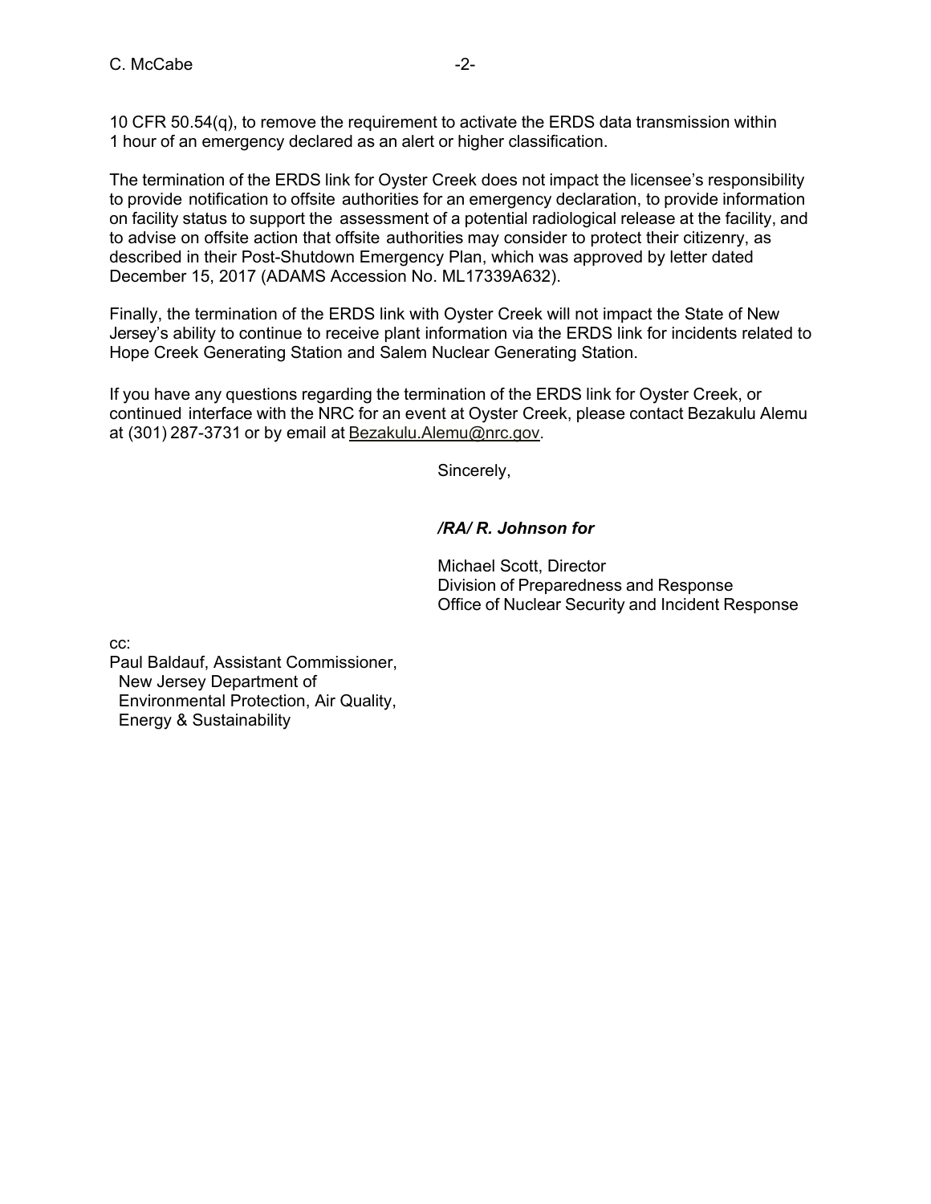10 CFR 50.54(q), to remove the requirement to activate the ERDS data transmission within 1 hour of an emergency declared as an alert or higher classification.

The termination of the ERDS link for Oyster Creek does not impact the licensee's responsibility to provide notification to offsite authorities for an emergency declaration, to provide information on facility status to support the assessment of a potential radiological release at the facility, and to advise on offsite action that offsite authorities may consider to protect their citizenry, as described in their Post-Shutdown Emergency Plan, which was approved by letter dated December 15, 2017 (ADAMS Accession No. ML17339A632).

Finally, the termination of the ERDS link with Oyster Creek will not impact the State of New Jersey's ability to continue to receive plant information via the ERDS link for incidents related to Hope Creek Generating Station and Salem Nuclear Generating Station.

If you have any questions regarding the termination of the ERDS link for Oyster Creek, or continued interface with the NRC for an event at Oyster Creek, please contact Bezakulu Alemu at (301) 287-3731 or by email at Bezakulu.Alemu@nrc.gov.

Sincerely,

***/RA/ R. Johnson for***

Michael Scott, Director
Division of Preparedness and Response
Office of Nuclear Security and Incident Response

cc:
Paul Baldauf, Assistant Commissioner,
New Jersey Department of
Environmental Protection, Air Quality,
Energy & Sustainability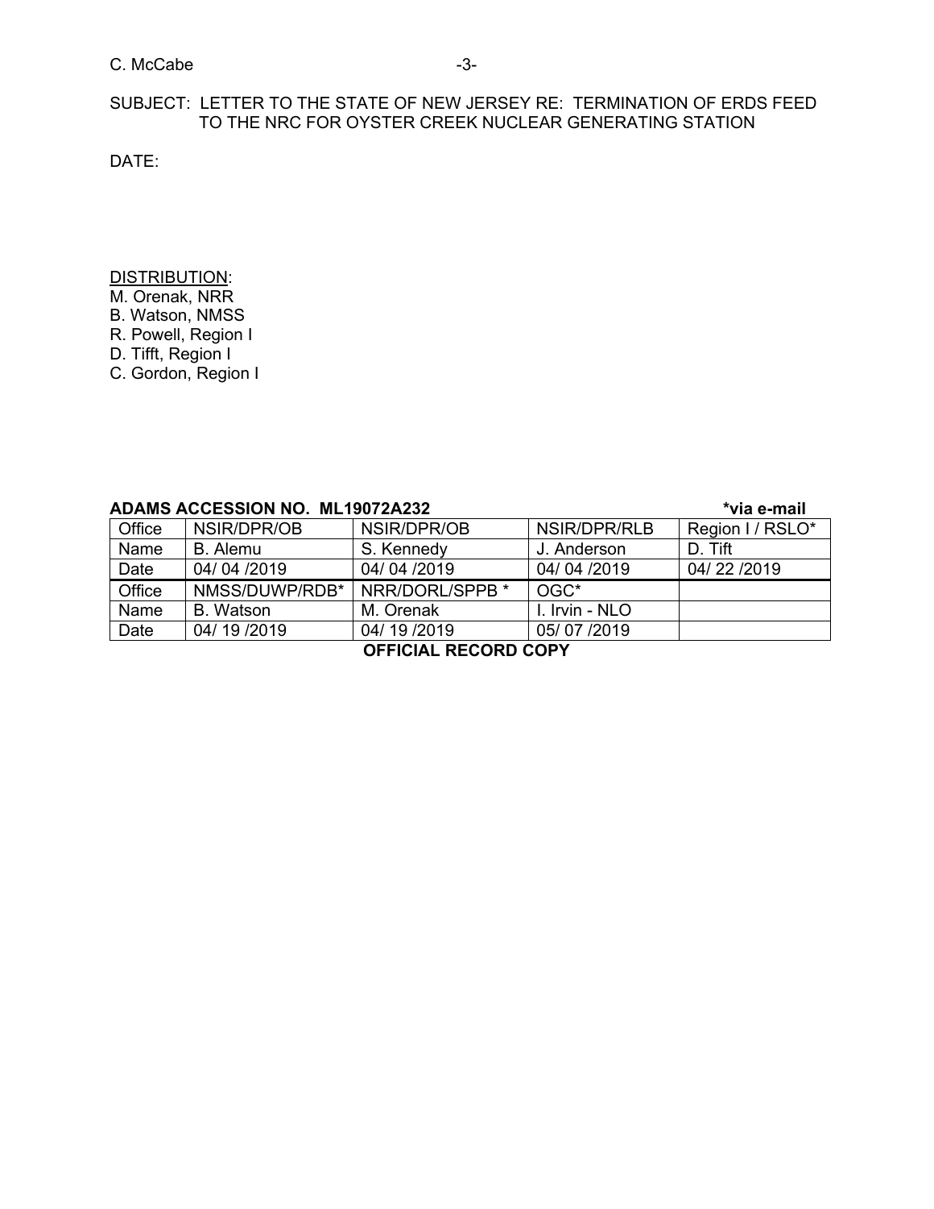SUBJECT: LETTER TO THE STATE OF NEW JERSEY RE: TERMINATION OF ERDS FEED TO THE NRC FOR OYSTER CREEK NUCLEAR GENERATING STATION

DATE:

DISTRIBUTION:
M. Orenak, NRR
B. Watson, NMSS
R. Powell, Region I
D. Tifft, Region I
C. Gordon, Region I

**ADAMS ACCESSION NO. ML19072A232** **\*via e-mail**

| Office | NSIR/DPR/OB | NSIR/DPR/OB | NSIR/DPR/RLB | Region I / RSLO* |
|---|---|---|---|---|
| Name | B. Alemu | S. Kennedy | J. Anderson | D. Tift |
| Date | 04/ 04 /2019 | 04/ 04 /2019 | 04/ 04 /2019 | 04/ 22 /2019 |
| Office | NMSS/DUWP/RDB* | NRR/DORL/SPPB * | OGC* | |
| Name | B. Watson | M. Orenak | I. Irvin - NLO | |
| Date | 04/ 19 /2019 | 04/ 19 /2019 | 05/ 07 /2019 | |

**OFFICIAL RECORD COPY**